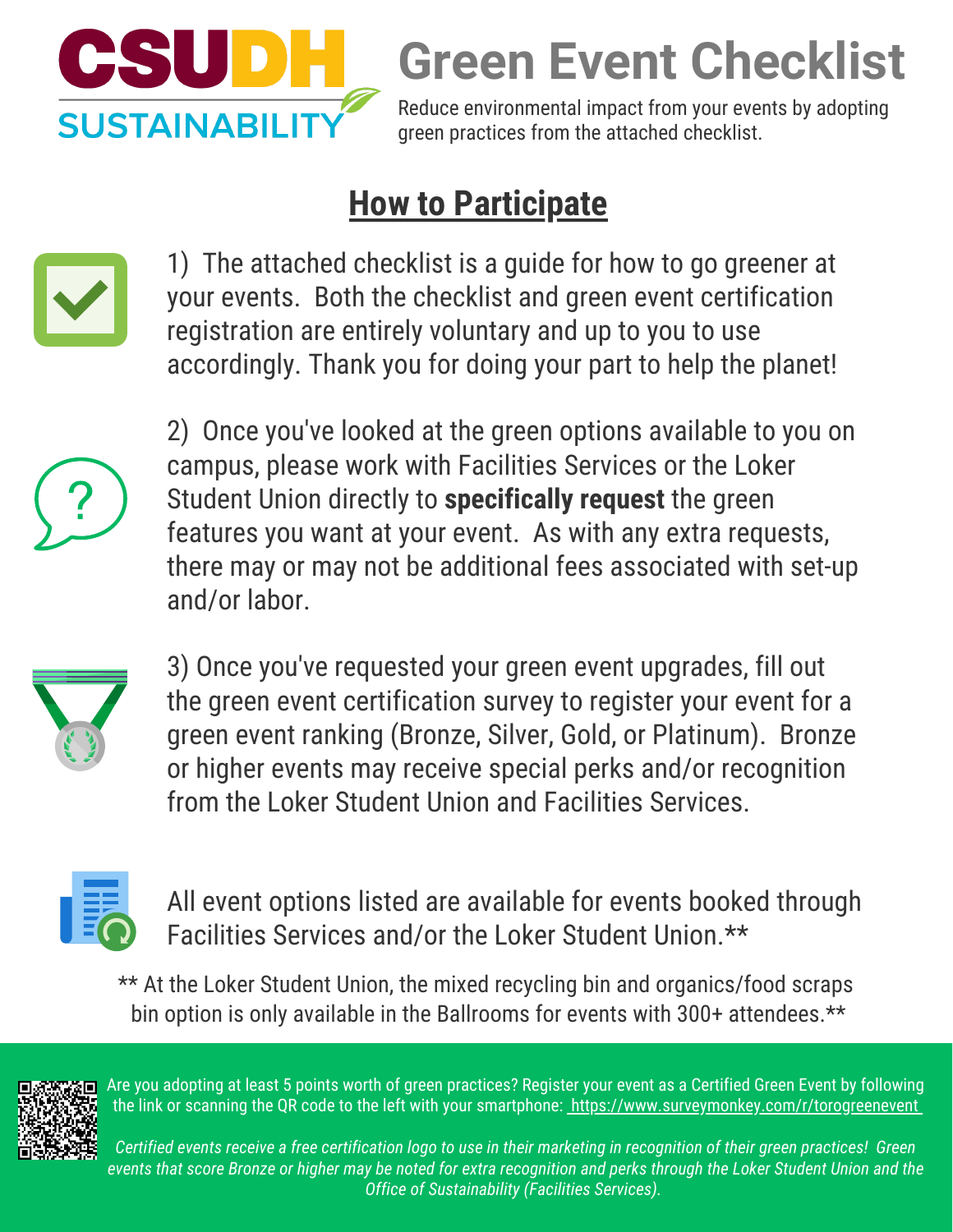# CSUDH SUSTAINABILITY

# Green Event Checklist

Reduce environmental impact from your events by adopting green practices from the attached checklist.

## How to Participate

1) The attached checklist is a guide for how to go greener at your events. Both the checklist and green event certification registration are entirely voluntary and up to you to use accordingly. Thank you for doing your part to help the planet!

2) Once you've looked at the green options available to you on campus, please work with Facilities Services or the Loker Student Union directly to **specifically request** the green features you want at your event. As with any extra requests, there may or may not be additional fees associated with set-up and/or labor.

3) Once you've requested your green event upgrades, fill out the green event certification survey to register your event for a green event ranking (Bronze, Silver, Gold, or Platinum). Bronze or higher events may receive special perks and/or recognition from the Loker Student Union and Facilities Services.

All event options listed are available for events booked through Facilities Services and/or the Loker Student Union.**

** At the Loker Student Union, the mixed recycling bin and organics/food scraps bin option is only available in the Ballrooms for events with 300+ attendees.**

Are you adopting at least 5 points worth of green practices? Register your event as a Certified Green Event by following the link or scanning the QR code to the left with your smartphone: https://www.surveymonkey.com/r/torogreenevent

*Certified events receive a free certification logo to use in their marketing in recognition of their green practices! Green events that score Bronze or higher may be noted for extra recognition and perks through the Loker Student Union and the Office of Sustainability (Facilities Services).*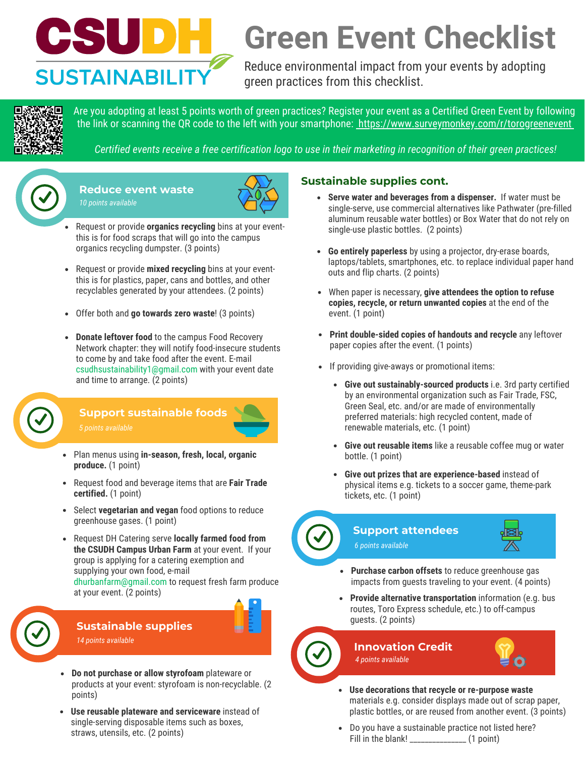# Green Event Checklist

Reduce environmental impact from your events by adopting green practices from this checklist.

Are you adopting at least 5 points worth of green practices? Register your event as a Certified Green Event by following the link or scanning the QR code to the left with your smartphone: https://www.surveymonkey.com/r/torogreenevent

*Certified events receive a free certification logo to use in their marketing in recognition of their green practices!*

## Reduce event waste

*10 points available*

- Request or provide **organics recycling** bins at your event- this is for food scraps that will go into the campus organics recycling dumpster. (3 points)
- Request or provide **mixed recycling** bins at your event- this is for plastics, paper, cans and bottles, and other recyclables generated by your attendees. (2 points)
- Offer both and **go towards zero waste**! (3 points)
- **Donate leftover food** to the campus Food Recovery Network chapter: they will notify food-insecure students to come by and take food after the event. E-mail csudhsustainability1@gmail.com with your event date and time to arrange. (2 points)

## Support sustainable foods

*5 points available*

- Plan menus using **in-season, fresh, local, organic produce.** (1 point)
- Request food and beverage items that are **Fair Trade certified.** (1 point)
- Select **vegetarian and vegan** food options to reduce greenhouse gases. (1 point)
- Request DH Catering serve **locally farmed food from the CSUDH Campus Urban Farm** at your event. If your group is applying for a catering exemption and supplying your own food, e-mail dhurbanfarm@gmail.com to request fresh farm produce at your event. (2 points)

## Sustainable supplies

*14 points available*

- **Do not purchase or allow styrofoam** plateware or products at your event: styrofoam is non-recyclable. (2 points)
- **Use reusable plateware and serviceware** instead of single-serving disposable items such as boxes, straws, utensils, etc. (2 points)

## Sustainable supplies cont.

- **Serve water and beverages from a dispenser.** If water must be single-serve, use commercial alternatives like Pathwater (pre-filled aluminum reusable water bottles) or Box Water that do not rely on single-use plastic bottles. (2 points)
- **Go entirely paperless** by using a projector, dry-erase boards, laptops/tablets, smartphones, etc. to replace individual paper hand outs and flip charts. (2 points)
- When paper is necessary, **give attendees the option to refuse copies, recycle, or return unwanted copies** at the end of the event. (1 point)
- **Print double-sided copies of handouts and recycle** any leftover paper copies after the event. (1 points)
- If providing give-aways or promotional items:
  - **Give out sustainably-sourced products** i.e. 3rd party certified by an environmental organization such as Fair Trade, FSC, Green Seal, etc. and/or are made of environmentally preferred materials: high recycled content, made of renewable materials, etc. (1 point)
  - **Give out reusable items** like a reusable coffee mug or water bottle. (1 point)
  - **Give out prizes that are experience-based** instead of physical items e.g. tickets to a soccer game, theme-park tickets, etc. (1 point)

## Support attendees

*6 points available*

- **Purchase carbon offsets** to reduce greenhouse gas impacts from guests traveling to your event. (4 points)
- **Provide alternative transportation** information (e.g. bus routes, Toro Express schedule, etc.) to off-campus guests. (2 points)

## Innovation Credit

*4 points available*

- **Use decorations that recycle or re-purpose waste** materials e.g. consider displays made out of scrap paper, plastic bottles, or are reused from another event. (3 points)
- Do you have a sustainable practice not listed here? Fill in the blank! _____________ (1 point)